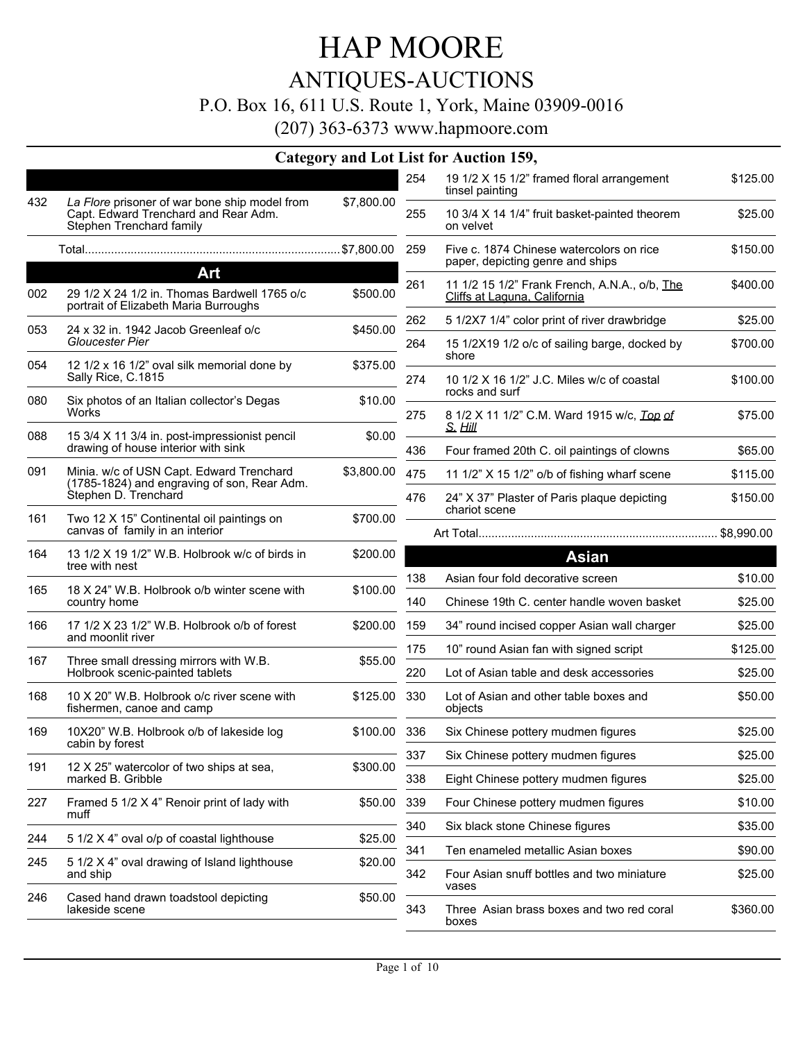# HAP MOORE

## ANTIQUES-AUCTIONS

### P.O. Box 16, 611 U.S. Route 1, York, Maine 03909-0016

### (207) 363-6373 www.hapmoore.com

**Category and Lot List for Auction 159,**

| | | |
|---|---|---|
| 432 | *La Flore* prisoner of war bone ship model from Capt. Edward Trenchard and Rear Adm. Stephen Trenchard family | $7,800.00 |
| | Total | $7,800.00 |

### Art

| | | |
|---|---|---|
| 002 | 29 1/2 X 24 1/2 in. Thomas Bardwell 1765 o/c portrait of Elizabeth Maria Burroughs | $500.00 |
| 053 | 24 x 32 in. 1942 Jacob Greenleaf o/c *Gloucester Pier* | $450.00 |
| 054 | 12 1/2 x 16 1/2" oval silk memorial done by Sally Rice, C.1815 | $375.00 |
| 080 | Six photos of an Italian collector's Degas Works | $10.00 |
| 088 | 15 3/4 X 11 3/4 in. post-impressionist pencil drawing of house interior with sink | $0.00 |
| 091 | Minia. w/c of USN Capt. Edward Trenchard (1785-1824) and engraving of son, Rear Adm. Stephen D. Trenchard | $3,800.00 |
| 161 | Two 12 X 15" Continental oil paintings on canvas of family in an interior | $700.00 |
| 164 | 13 1/2 X 19 1/2" W.B. Holbrook w/c of birds in tree with nest | $200.00 |
| 165 | 18 X 24" W.B. Holbrook o/b winter scene with country home | $100.00 |
| 166 | 17 1/2 X 23 1/2" W.B. Holbrook o/b of forest and moonlit river | $200.00 |
| 167 | Three small dressing mirrors with W.B. Holbrook scenic-painted tablets | $55.00 |
| 168 | 10 X 20" W.B. Holbrook o/c river scene with fishermen, canoe and camp | $125.00 |
| 169 | 10X20" W.B. Holbrook o/b of lakeside log cabin by forest | $100.00 |
| 191 | 12 X 25" watercolor of two ships at sea, marked B. Gribble | $300.00 |
| 227 | Framed 5 1/2 X 4" Renoir print of lady with muff | $50.00 |
| 244 | 5 1/2 X 4" oval o/p of coastal lighthouse | $25.00 |
| 245 | 5 1/2 X 4" oval drawing of Island lighthouse and ship | $20.00 |
| 246 | Cased hand drawn toadstool depicting lakeside scene | $50.00 |
| 254 | 19 1/2 X 15 1/2" framed floral arrangement tinsel painting | $125.00 |
| 255 | 10 3/4 X 14 1/4" fruit basket-painted theorem on velvet | $25.00 |
| 259 | Five c. 1874 Chinese watercolors on rice paper, depicting genre and ships | $150.00 |
| 261 | 11 1/2 15 1/2" Frank French, A.N.A., o/b, The Cliffs at Laguna, California | $400.00 |
| 262 | 5 1/2X7 1/4" color print of river drawbridge | $25.00 |
| 264 | 15 1/2X19 1/2 o/c of sailing barge, docked by shore | $700.00 |
| 274 | 10 1/2 X 16 1/2" J.C. Miles w/c of coastal rocks and surf | $100.00 |
| 275 | 8 1/2 X 11 1/2" C.M. Ward 1915 w/c, *Top of S. Hill* | $75.00 |
| 436 | Four framed 20th C. oil paintings of clowns | $65.00 |
| 475 | 11 1/2" X 15 1/2" o/b of fishing wharf scene | $115.00 |
| 476 | 24" X 37" Plaster of Paris plaque depicting chariot scene | $150.00 |
| | Art Total | $8,990.00 |

### Asian

| | | |
|---|---|---|
| 138 | Asian four fold decorative screen | $10.00 |
| 140 | Chinese 19th C. center handle woven basket | $25.00 |
| 159 | 34" round incised copper Asian wall charger | $25.00 |
| 175 | 10" round Asian fan with signed script | $125.00 |
| 220 | Lot of Asian table and desk accessories | $25.00 |
| 330 | Lot of Asian and other table boxes and objects | $50.00 |
| 336 | Six Chinese pottery mudmen figures | $25.00 |
| 337 | Six Chinese pottery mudmen figures | $25.00 |
| 338 | Eight Chinese pottery mudmen figures | $25.00 |
| 339 | Four Chinese pottery mudmen figures | $10.00 |
| 340 | Six black stone Chinese figures | $35.00 |
| 341 | Ten enameled metallic Asian boxes | $90.00 |
| 342 | Four Asian snuff bottles and two miniature vases | $25.00 |
| 343 | Three Asian brass boxes and two red coral boxes | $360.00 |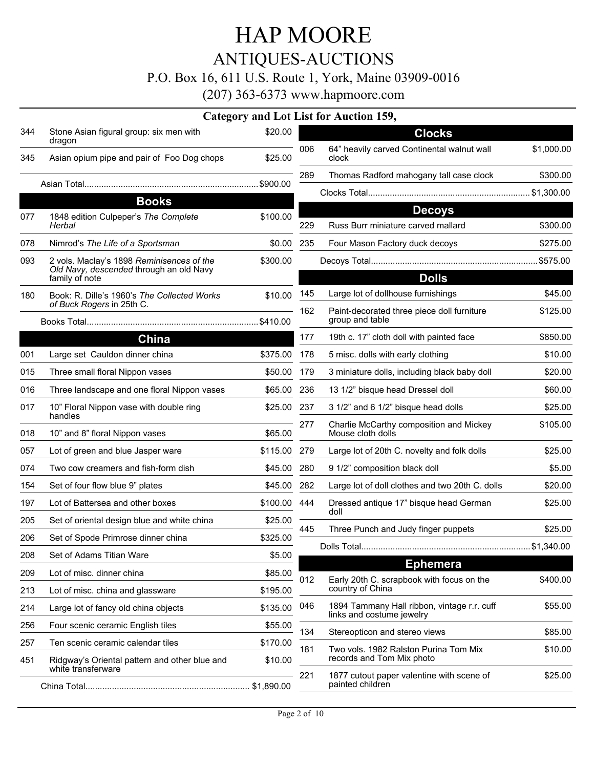# HAP MOORE

## ANTIQUES-AUCTIONS

P.O. Box 16, 611 U.S. Route 1, York, Maine 03909-0016

(207) 363-6373 www.hapmoore.com

### Category and Lot List for Auction 159,

| Lot | Description | Price |
|---|---|---|
| 344 | Stone Asian figural group: six men with dragon | $20.00 |
| 345 | Asian opium pipe and pair of Foo Dog chops | $25.00 |
| | Asian Total | $900.00 |

### Books

| Lot | Description | Price |
|---|---|---|
| 077 | 1848 edition Culpeper's *The Complete Herbal* | $100.00 |
| 078 | Nimrod's *The Life of a Sportsman* | $0.00 |
| 093 | 2 vols. Maclay's 1898 *Reminisences of the Old Navy, descended* through an old Navy family of note | $300.00 |
| 180 | Book: R. Dille's 1960's *The Collected Works of Buck Rogers* in 25th C. | $10.00 |
| | Books Total | $410.00 |

### China

| Lot | Description | Price |
|---|---|---|
| 001 | Large set Cauldon dinner china | $375.00 |
| 015 | Three small floral Nippon vases | $50.00 |
| 016 | Three landscape and one floral Nippon vases | $65.00 |
| 017 | 10" Floral Nippon vase with double ring handles | $25.00 |
| 018 | 10" and 8" floral Nippon vases | $65.00 |
| 057 | Lot of green and blue Jasper ware | $115.00 |
| 074 | Two cow creamers and fish-form dish | $45.00 |
| 154 | Set of four flow blue 9" plates | $45.00 |
| 197 | Lot of Battersea and other boxes | $100.00 |
| 205 | Set of oriental design blue and white china | $25.00 |
| 206 | Set of Spode Primrose dinner china | $325.00 |
| 208 | Set of Adams Titian Ware | $5.00 |
| 209 | Lot of misc. dinner china | $85.00 |
| 213 | Lot of misc. china and glassware | $195.00 |
| 214 | Large lot of fancy old china objects | $135.00 |
| 256 | Four scenic ceramic English tiles | $55.00 |
| 257 | Ten scenic ceramic calendar tiles | $170.00 |
| 451 | Ridgway's Oriental pattern and other blue and white transferware | $10.00 |
| | China Total | $1,890.00 |

### Clocks

| Lot | Description | Price |
|---|---|---|
| 006 | 64" heavily carved Continental walnut wall clock | $1,000.00 |
| 289 | Thomas Radford mahogany tall case clock | $300.00 |
| | Clocks Total | $1,300.00 |

### Decoys

| Lot | Description | Price |
|---|---|---|
| 229 | Russ Burr miniature carved mallard | $300.00 |
| 235 | Four Mason Factory duck decoys | $275.00 |
| | Decoys Total | $575.00 |

### Dolls

| Lot | Description | Price |
|---|---|---|
| 145 | Large lot of dollhouse furnishings | $45.00 |
| 162 | Paint-decorated three piece doll furniture group and table | $125.00 |
| 177 | 19th c. 17" cloth doll with painted face | $850.00 |
| 178 | 5 misc. dolls with early clothing | $10.00 |
| 179 | 3 miniature dolls, including black baby doll | $20.00 |
| 236 | 13 1/2" bisque head Dressel doll | $60.00 |
| 237 | 3 1/2" and 6 1/2" bisque head dolls | $25.00 |
| 277 | Charlie McCarthy composition and Mickey Mouse cloth dolls | $105.00 |
| 279 | Large lot of 20th C. novelty and folk dolls | $25.00 |
| 280 | 9 1/2" composition black doll | $5.00 |
| 282 | Large lot of doll clothes and two 20th C. dolls | $20.00 |
| 444 | Dressed antique 17" bisque head German doll | $25.00 |
| 445 | Three Punch and Judy finger puppets | $25.00 |
| | Dolls Total | $1,340.00 |

### Ephemera

| Lot | Description | Price |
|---|---|---|
| 012 | Early 20th C. scrapbook with focus on the country of China | $400.00 |
| 046 | 1894 Tammany Hall ribbon, vintage r.r. cuff links and costume jewelry | $55.00 |
| 134 | Stereopticon and stereo views | $85.00 |
| 181 | Two vols. 1982 Ralston Purina Tom Mix records and Tom Mix photo | $10.00 |
| 221 | 1877 cutout paper valentine with scene of painted children | $25.00 |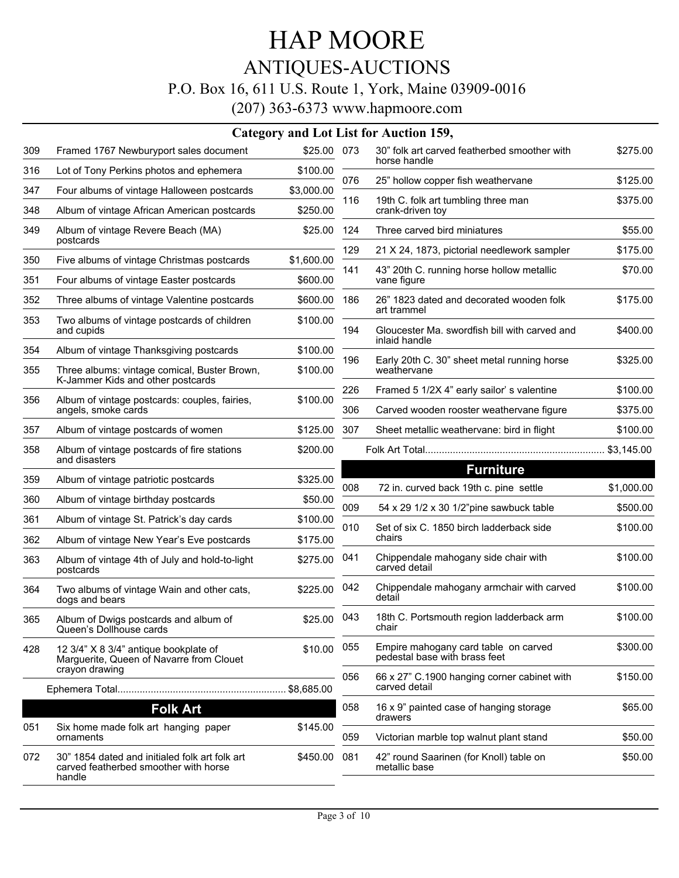# HAP MOORE

## ANTIQUES-AUCTIONS

P.O. Box 16, 611 U.S. Route 1, York, Maine 03909-0016

(207) 363-6373 www.hapmoore.com

### Category and Lot List for Auction 159,

| Lot | Description | Price |
|---|---|---|
| 309 | Framed 1767 Newburyport sales document | $25.00 |
| 316 | Lot of Tony Perkins photos and ephemera | $100.00 |
| 347 | Four albums of vintage Halloween postcards | $3,000.00 |
| 348 | Album of vintage African American postcards | $250.00 |
| 349 | Album of vintage Revere Beach (MA) postcards | $25.00 |
| 350 | Five albums of vintage Christmas postcards | $1,600.00 |
| 351 | Four albums of vintage Easter postcards | $600.00 |
| 352 | Three albums of vintage Valentine postcards | $600.00 |
| 353 | Two albums of vintage postcards of children and cupids | $100.00 |
| 354 | Album of vintage Thanksgiving postcards | $100.00 |
| 355 | Three albums: vintage comical, Buster Brown, K-Jammer Kids and other postcards | $100.00 |
| 356 | Album of vintage postcards: couples, fairies, angels, smoke cards | $100.00 |
| 357 | Album of vintage postcards of women | $125.00 |
| 358 | Album of vintage postcards of fire stations and disasters | $200.00 |
| 359 | Album of vintage patriotic postcards | $325.00 |
| 360 | Album of vintage birthday postcards | $50.00 |
| 361 | Album of vintage St. Patrick's day cards | $100.00 |
| 362 | Album of vintage New Year's Eve postcards | $175.00 |
| 363 | Album of vintage 4th of July and hold-to-light postcards | $275.00 |
| 364 | Two albums of vintage Wain and other cats, dogs and bears | $225.00 |
| 365 | Album of Dwigs postcards and album of Queen's Dollhouse cards | $25.00 |
| 428 | 12 3/4" X 8 3/4" antique bookplate of Marguerite, Queen of Navarre from Clouet crayon drawing | $10.00 |

Ephemera Total............................................................ $8,685.00

## Folk Art

| Lot | Description | Price |
|---|---|---|
| 051 | Six home made folk art hanging paper ornaments | $145.00 |
| 072 | 30" 1854 dated and initialed folk art folk art carved featherbed smoother with horse handle | $450.00 |
| 073 | 30" folk art carved featherbed smoother with horse handle | $275.00 |
| 076 | 25" hollow copper fish weathervane | $125.00 |
| 116 | 19th C. folk art tumbling three man crank-driven toy | $375.00 |
| 124 | Three carved bird miniatures | $55.00 |
| 129 | 21 X 24, 1873, pictorial needlework sampler | $175.00 |
| 141 | 43" 20th C. running horse hollow metallic vane figure | $70.00 |
| 186 | 26" 1823 dated and decorated wooden folk art trammel | $175.00 |
| 194 | Gloucester Ma. swordfish bill with carved and inlaid handle | $400.00 |
| 196 | Early 20th C. 30" sheet metal running horse weathervane | $325.00 |
| 226 | Framed 5 1/2X 4" early sailor' s valentine | $100.00 |
| 306 | Carved wooden rooster weathervane figure | $375.00 |
| 307 | Sheet metallic weathervane: bird in flight | $100.00 |

Folk Art Total................................................................ $3,145.00

## Furniture

| Lot | Description | Price |
|---|---|---|
| 008 | 72 in. curved back 19th c. pine settle | $1,000.00 |
| 009 | 54 x 29 1/2 x 30 1/2"pine sawbuck table | $500.00 |
| 010 | Set of six C. 1850 birch ladderback side chairs | $100.00 |
| 041 | Chippendale mahogany side chair with carved detail | $100.00 |
| 042 | Chippendale mahogany armchair with carved detail | $100.00 |
| 043 | 18th C. Portsmouth region ladderback arm chair | $100.00 |
| 055 | Empire mahogany card table on carved pedestal base with brass feet | $300.00 |
| 056 | 66 x 27" C.1900 hanging corner cabinet with carved detail | $150.00 |
| 058 | 16 x 9" painted case of hanging storage drawers | $65.00 |
| 059 | Victorian marble top walnut plant stand | $50.00 |
| 081 | 42" round Saarinen (for Knoll) table on metallic base | $50.00 |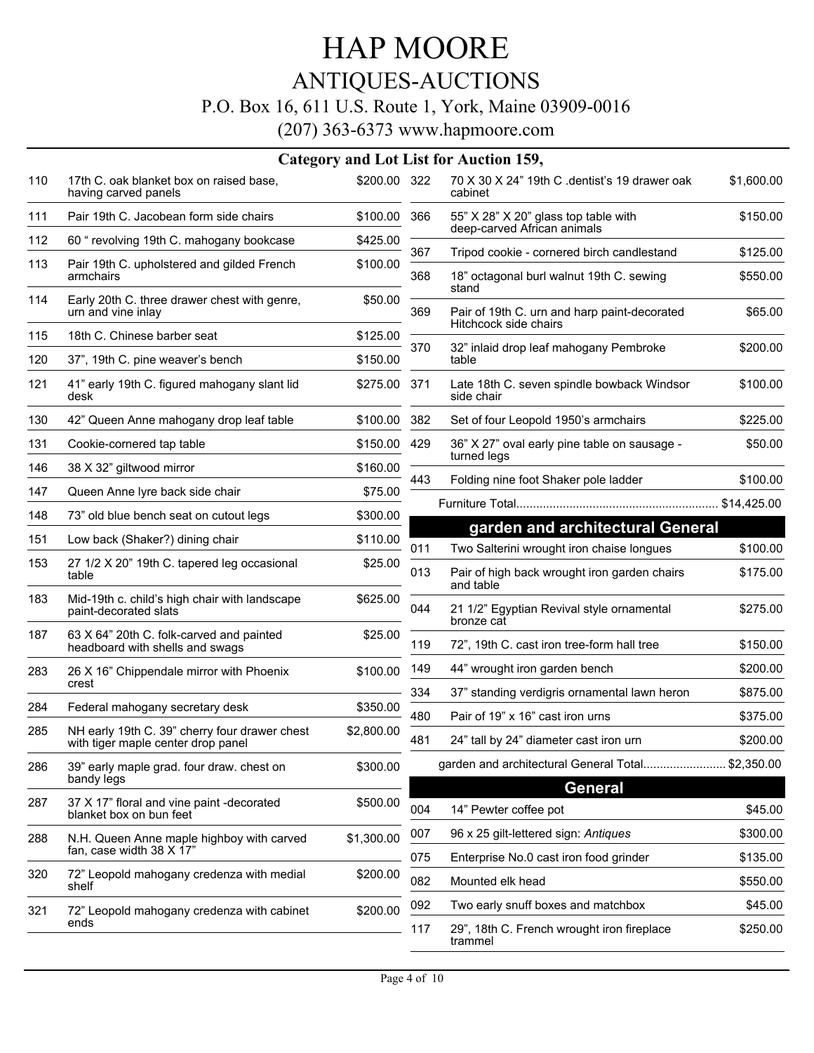# HAP MOORE

## ANTIQUES-AUCTIONS

P.O. Box 16, 611 U.S. Route 1, York, Maine 03909-0016

(207) 363-6373 www.hapmoore.com

### Category and Lot List for Auction 159,

| Lot | Description | Price |
|---|---|---|
| 110 | 17th C. oak blanket box on raised base, having carved panels | $200.00 |
| 111 | Pair 19th C. Jacobean form side chairs | $100.00 |
| 112 | 60 " revolving 19th C. mahogany bookcase | $425.00 |
| 113 | Pair 19th C. upholstered and gilded French armchairs | $100.00 |
| 114 | Early 20th C. three drawer chest with genre, urn and vine inlay | $50.00 |
| 115 | 18th C. Chinese barber seat | $125.00 |
| 120 | 37", 19th C. pine weaver's bench | $150.00 |
| 121 | 41" early 19th C. figured mahogany slant lid desk | $275.00 |
| 130 | 42" Queen Anne mahogany drop leaf table | $100.00 |
| 131 | Cookie-cornered tap table | $150.00 |
| 146 | 38 X 32" giltwood mirror | $160.00 |
| 147 | Queen Anne lyre back side chair | $75.00 |
| 148 | 73" old blue bench seat on cutout legs | $300.00 |
| 151 | Low back (Shaker?) dining chair | $110.00 |
| 153 | 27 1/2 X 20" 19th C. tapered leg occasional table | $25.00 |
| 183 | Mid-19th c. child's high chair with landscape paint-decorated slats | $625.00 |
| 187 | 63 X 64" 20th C. folk-carved and painted headboard with shells and swags | $25.00 |
| 283 | 26 X 16" Chippendale mirror with Phoenix crest | $100.00 |
| 284 | Federal mahogany secretary desk | $350.00 |
| 285 | NH early 19th C. 39" cherry four drawer chest with tiger maple center drop panel | $2,800.00 |
| 286 | 39" early maple grad. four draw. chest on bandy legs | $300.00 |
| 287 | 37 X 17" floral and vine paint -decorated blanket box on bun feet | $500.00 |
| 288 | N.H. Queen Anne maple highboy with carved fan, case width 38 X 17" | $1,300.00 |
| 320 | 72" Leopold mahogany credenza with medial shelf | $200.00 |
| 321 | 72" Leopold mahogany credenza with cabinet ends | $200.00 |
| 322 | 70 X 30 X 24" 19th C .dentist's 19 drawer oak cabinet | $1,600.00 |
| 366 | 55" X 28" X 20" glass top table with deep-carved African animals | $150.00 |
| 367 | Tripod cookie - cornered birch candlestand | $125.00 |
| 368 | 18" octagonal burl walnut 19th C. sewing stand | $550.00 |
| 369 | Pair of 19th C. urn and harp paint-decorated Hitchcock side chairs | $65.00 |
| 370 | 32" inlaid drop leaf mahogany Pembroke table | $200.00 |
| 371 | Late 18th C. seven spindle bowback Windsor side chair | $100.00 |
| 382 | Set of four Leopold 1950's armchairs | $225.00 |
| 429 | 36" X 27" oval early pine table on sausage - turned legs | $50.00 |
| 443 | Folding nine foot Shaker pole ladder | $100.00 |

Furniture Total............................................................ $14,425.00

## garden and architectural General

| Lot | Description | Price |
|---|---|---|
| 011 | Two Salterini wrought iron chaise longues | $100.00 |
| 013 | Pair of high back wrought iron garden chairs and table | $175.00 |
| 044 | 21 1/2" Egyptian Revival style ornamental bronze cat | $275.00 |
| 119 | 72", 19th C. cast iron tree-form hall tree | $150.00 |
| 149 | 44" wrought iron garden bench | $200.00 |
| 334 | 37" standing verdigris ornamental lawn heron | $875.00 |
| 480 | Pair of 19" x 16" cast iron urns | $375.00 |
| 481 | 24" tall by 24" diameter cast iron urn | $200.00 |

garden and architectural General Total......................... $2,350.00

## General

| Lot | Description | Price |
|---|---|---|
| 004 | 14" Pewter coffee pot | $45.00 |
| 007 | 96 x 25 gilt-lettered sign: *Antiques* | $300.00 |
| 075 | Enterprise No.0 cast iron food grinder | $135.00 |
| 082 | Mounted elk head | $550.00 |
| 092 | Two early snuff boxes and matchbox | $45.00 |
| 117 | 29", 18th C. French wrought iron fireplace trammel | $250.00 |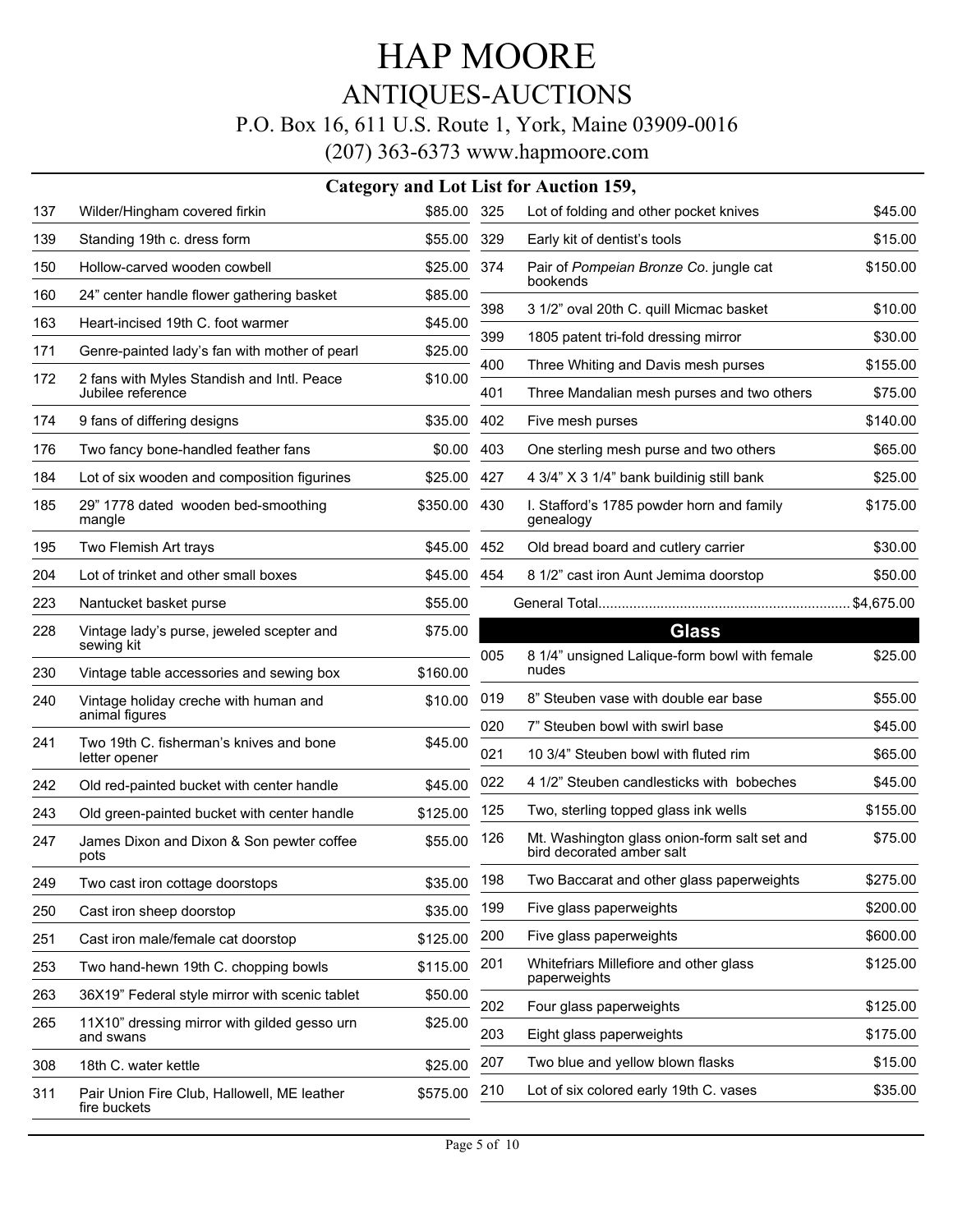# HAP MOORE

## ANTIQUES-AUCTIONS

P.O. Box 16, 611 U.S. Route 1, York, Maine 03909-0016

(207) 363-6373 www.hapmoore.com

### Category and Lot List for Auction 159,

| Lot | Description | Price |
|---|---|---|
| 137 | Wilder/Hingham covered firkin | $85.00 |
| 139 | Standing 19th c. dress form | $55.00 |
| 150 | Hollow-carved wooden cowbell | $25.00 |
| 160 | 24" center handle flower gathering basket | $85.00 |
| 163 | Heart-incised 19th C. foot warmer | $45.00 |
| 171 | Genre-painted lady's fan with mother of pearl | $25.00 |
| 172 | 2 fans with Myles Standish and Intl. Peace Jubilee reference | $10.00 |
| 174 | 9 fans of differing designs | $35.00 |
| 176 | Two fancy bone-handled feather fans | $0.00 |
| 184 | Lot of six wooden and composition figurines | $25.00 |
| 185 | 29" 1778 dated wooden bed-smoothing mangle | $350.00 |
| 195 | Two Flemish Art trays | $45.00 |
| 204 | Lot of trinket and other small boxes | $45.00 |
| 223 | Nantucket basket purse | $55.00 |
| 228 | Vintage lady's purse, jeweled scepter and sewing kit | $75.00 |
| 230 | Vintage table accessories and sewing box | $160.00 |
| 240 | Vintage holiday creche with human and animal figures | $10.00 |
| 241 | Two 19th C. fisherman's knives and bone letter opener | $45.00 |
| 242 | Old red-painted bucket with center handle | $45.00 |
| 243 | Old green-painted bucket with center handle | $125.00 |
| 247 | James Dixon and Dixon & Son pewter coffee pots | $55.00 |
| 249 | Two cast iron cottage doorstops | $35.00 |
| 250 | Cast iron sheep doorstop | $35.00 |
| 251 | Cast iron male/female cat doorstop | $125.00 |
| 253 | Two hand-hewn 19th C. chopping bowls | $115.00 |
| 263 | 36X19" Federal style mirror with scenic tablet | $50.00 |
| 265 | 11X10" dressing mirror with gilded gesso urn and swans | $25.00 |
| 308 | 18th C. water kettle | $25.00 |
| 311 | Pair Union Fire Club, Hallowell, ME leather fire buckets | $575.00 |
| 325 | Lot of folding and other pocket knives | $45.00 |
| 329 | Early kit of dentist's tools | $15.00 |
| 374 | Pair of *Pompeian Bronze Co*. jungle cat bookends | $150.00 |
| 398 | 3 1/2" oval 20th C. quill Micmac basket | $10.00 |
| 399 | 1805 patent tri-fold dressing mirror | $30.00 |
| 400 | Three Whiting and Davis mesh purses | $155.00 |
| 401 | Three Mandalian mesh purses and two others | $75.00 |
| 402 | Five mesh purses | $140.00 |
| 403 | One sterling mesh purse and two others | $65.00 |
| 427 | 4 3/4" X 3 1/4" bank buildinig still bank | $25.00 |
| 430 | I. Stafford's 1785 powder horn and family genealogy | $175.00 |
| 452 | Old bread board and cutlery carrier | $30.00 |
| 454 | 8 1/2" cast iron Aunt Jemima doorstop | $50.00 |
| | General Total | $4,675.00 |

### Glass

| Lot | Description | Price |
|---|---|---|
| 005 | 8 1/4" unsigned Lalique-form bowl with female nudes | $25.00 |
| 019 | 8" Steuben vase with double ear base | $55.00 |
| 020 | 7" Steuben bowl with swirl base | $45.00 |
| 021 | 10 3/4" Steuben bowl with fluted rim | $65.00 |
| 022 | 4 1/2" Steuben candlesticks with bobeches | $45.00 |
| 125 | Two, sterling topped glass ink wells | $155.00 |
| 126 | Mt. Washington glass onion-form salt set and bird decorated amber salt | $75.00 |
| 198 | Two Baccarat and other glass paperweights | $275.00 |
| 199 | Five glass paperweights | $200.00 |
| 200 | Five glass paperweights | $600.00 |
| 201 | Whitefriars Millefiore and other glass paperweights | $125.00 |
| 202 | Four glass paperweights | $125.00 |
| 203 | Eight glass paperweights | $175.00 |
| 207 | Two blue and yellow blown flasks | $15.00 |
| 210 | Lot of six colored early 19th C. vases | $35.00 |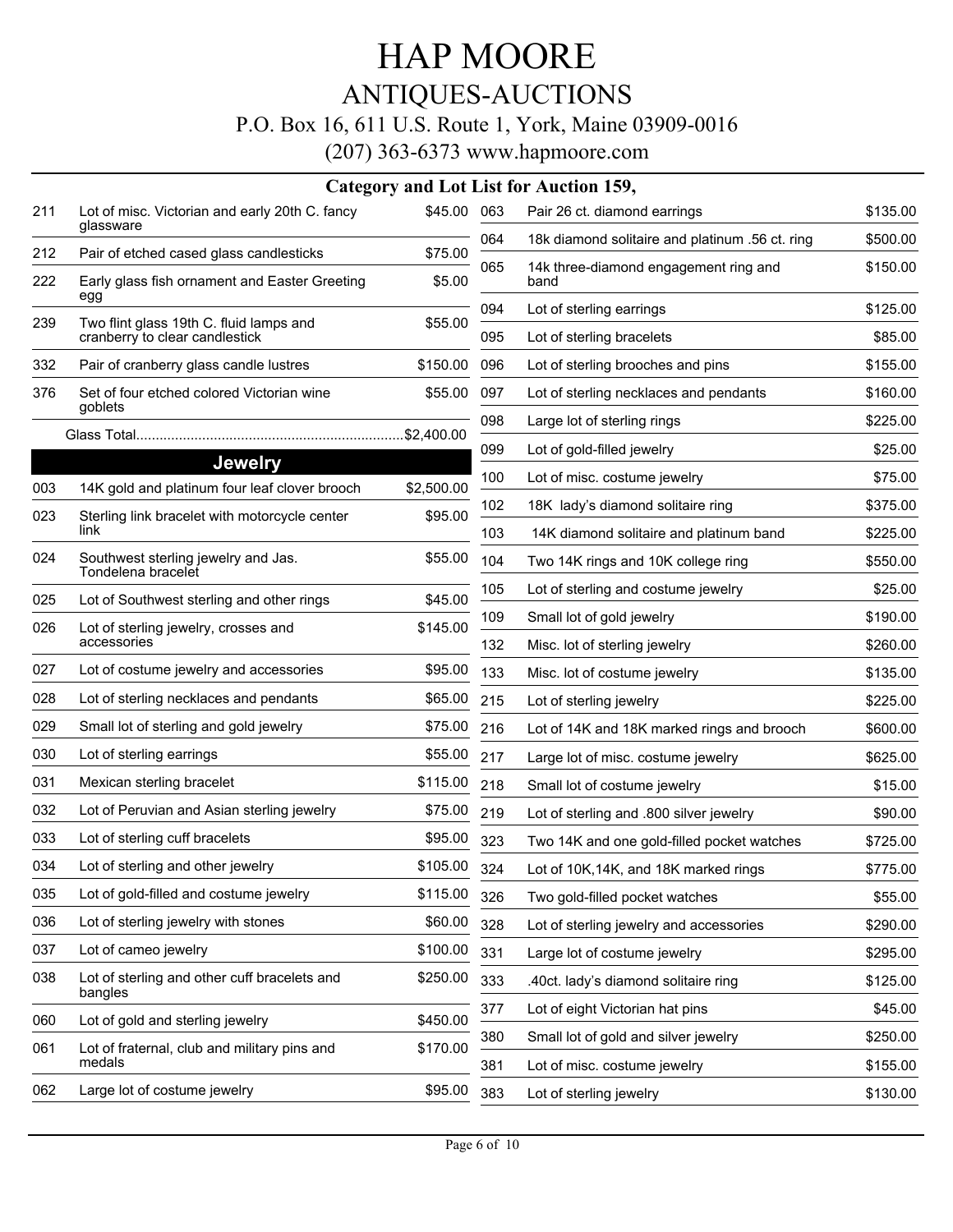# HAP MOORE

## ANTIQUES-AUCTIONS

P.O. Box 16, 611 U.S. Route 1, York, Maine 03909-0016

(207) 363-6373 www.hapmoore.com

### Category and Lot List for Auction 159,

| Lot | Description | Price |
|---|---|---|
| 211 | Lot of misc. Victorian and early 20th C. fancy glassware | $45.00 |
| 212 | Pair of etched cased glass candlesticks | $75.00 |
| 222 | Early glass fish ornament and Easter Greeting egg | $5.00 |
| 239 | Two flint glass 19th C. fluid lamps and cranberry to clear candlestick | $55.00 |
| 332 | Pair of cranberry glass candle lustres | $150.00 |
| 376 | Set of four etched colored Victorian wine goblets | $55.00 |
| | Glass Total | $2,400.00 |

## Jewelry

| Lot | Description | Price |
|---|---|---|
| 003 | 14K gold and platinum four leaf clover brooch | $2,500.00 |
| 023 | Sterling link bracelet with motorcycle center link | $95.00 |
| 024 | Southwest sterling jewelry and Jas. Tondelena bracelet | $55.00 |
| 025 | Lot of Southwest sterling and other rings | $45.00 |
| 026 | Lot of sterling jewelry, crosses and accessories | $145.00 |
| 027 | Lot of costume jewelry and accessories | $95.00 |
| 028 | Lot of sterling necklaces and pendants | $65.00 |
| 029 | Small lot of sterling and gold jewelry | $75.00 |
| 030 | Lot of sterling earrings | $55.00 |
| 031 | Mexican sterling bracelet | $115.00 |
| 032 | Lot of Peruvian and Asian sterling jewelry | $75.00 |
| 033 | Lot of sterling cuff bracelets | $95.00 |
| 034 | Lot of sterling and other jewelry | $105.00 |
| 035 | Lot of gold-filled and costume jewelry | $115.00 |
| 036 | Lot of sterling jewelry with stones | $60.00 |
| 037 | Lot of cameo jewelry | $100.00 |
| 038 | Lot of sterling and other cuff bracelets and bangles | $250.00 |
| 060 | Lot of gold and sterling jewelry | $450.00 |
| 061 | Lot of fraternal, club and military pins and medals | $170.00 |
| 062 | Large lot of costume jewelry | $95.00 |
| 063 | Pair 26 ct. diamond earrings | $135.00 |
| 064 | 18k diamond solitaire and platinum .56 ct. ring | $500.00 |
| 065 | 14k three-diamond engagement ring and band | $150.00 |
| 094 | Lot of sterling earrings | $125.00 |
| 095 | Lot of sterling bracelets | $85.00 |
| 096 | Lot of sterling brooches and pins | $155.00 |
| 097 | Lot of sterling necklaces and pendants | $160.00 |
| 098 | Large lot of sterling rings | $225.00 |
| 099 | Lot of gold-filled jewelry | $25.00 |
| 100 | Lot of misc. costume jewelry | $75.00 |
| 102 | 18K lady's diamond solitaire ring | $375.00 |
| 103 | 14K diamond solitaire and platinum band | $225.00 |
| 104 | Two 14K rings and 10K college ring | $550.00 |
| 105 | Lot of sterling and costume jewelry | $25.00 |
| 109 | Small lot of gold jewelry | $190.00 |
| 132 | Misc. lot of sterling jewelry | $260.00 |
| 133 | Misc. lot of costume jewelry | $135.00 |
| 215 | Lot of sterling jewelry | $225.00 |
| 216 | Lot of 14K and 18K marked rings and brooch | $600.00 |
| 217 | Large lot of misc. costume jewelry | $625.00 |
| 218 | Small lot of costume jewelry | $15.00 |
| 219 | Lot of sterling and .800 silver jewelry | $90.00 |
| 323 | Two 14K and one gold-filled pocket watches | $725.00 |
| 324 | Lot of 10K,14K, and 18K marked rings | $775.00 |
| 326 | Two gold-filled pocket watches | $55.00 |
| 328 | Lot of sterling jewelry and accessories | $290.00 |
| 331 | Large lot of costume jewelry | $295.00 |
| 333 | .40ct. lady's diamond solitaire ring | $125.00 |
| 377 | Lot of eight Victorian hat pins | $45.00 |
| 380 | Small lot of gold and silver jewelry | $250.00 |
| 381 | Lot of misc. costume jewelry | $155.00 |
| 383 | Lot of sterling jewelry | $130.00 |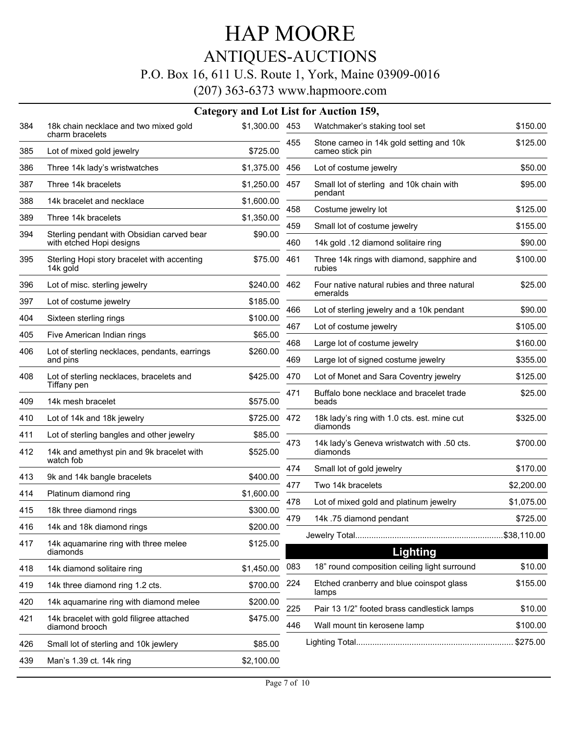# HAP MOORE

## ANTIQUES-AUCTIONS

P.O. Box 16, 611 U.S. Route 1, York, Maine 03909-0016

(207) 363-6373 www.hapmoore.com

### Category and Lot List for Auction 159,

| Lot | Description | Price |
|---|---|---|
| 384 | 18k chain necklace and two mixed gold charm bracelets | $1,300.00 |
| 385 | Lot of mixed gold jewelry | $725.00 |
| 386 | Three 14k lady's wristwatches | $1,375.00 |
| 387 | Three 14k bracelets | $1,250.00 |
| 388 | 14k bracelet and necklace | $1,600.00 |
| 389 | Three 14k bracelets | $1,350.00 |
| 394 | Sterling pendant with Obsidian carved bear with etched Hopi designs | $90.00 |
| 395 | Sterling Hopi story bracelet with accenting 14k gold | $75.00 |
| 396 | Lot of misc. sterling jewelry | $240.00 |
| 397 | Lot of costume jewelry | $185.00 |
| 404 | Sixteen sterling rings | $100.00 |
| 405 | Five American Indian rings | $65.00 |
| 406 | Lot of sterling necklaces, pendants, earrings and pins | $260.00 |
| 408 | Lot of sterling necklaces, bracelets and Tiffany pen | $425.00 |
| 409 | 14k mesh bracelet | $575.00 |
| 410 | Lot of 14k and 18k jewelry | $725.00 |
| 411 | Lot of sterling bangles and other jewelry | $85.00 |
| 412 | 14k and amethyst pin and 9k bracelet with watch fob | $525.00 |
| 413 | 9k and 14k bangle bracelets | $400.00 |
| 414 | Platinum diamond ring | $1,600.00 |
| 415 | 18k three diamond rings | $300.00 |
| 416 | 14k and 18k diamond rings | $200.00 |
| 417 | 14k aquamarine ring with three melee diamonds | $125.00 |
| 418 | 14k diamond solitaire ring | $1,450.00 |
| 419 | 14k three diamond ring 1.2 cts. | $700.00 |
| 420 | 14k aquamarine ring with diamond melee | $200.00 |
| 421 | 14k bracelet with gold filigree attached diamond brooch | $475.00 |
| 426 | Small lot of sterling and 10k jewlery | $85.00 |
| 439 | Man's 1.39 ct. 14k ring | $2,100.00 |
| 453 | Watchmaker's staking tool set | $150.00 |
| 455 | Stone cameo in 14k gold setting and 10k cameo stick pin | $125.00 |
| 456 | Lot of costume jewelry | $50.00 |
| 457 | Small lot of sterling and 10k chain with pendant | $95.00 |
| 458 | Costume jewelry lot | $125.00 |
| 459 | Small lot of costume jewelry | $155.00 |
| 460 | 14k gold .12 diamond solitaire ring | $90.00 |
| 461 | Three 14k rings with diamond, sapphire and rubies | $100.00 |
| 462 | Four native natural rubies and three natural emeralds | $25.00 |
| 466 | Lot of sterling jewelry and a 10k pendant | $90.00 |
| 467 | Lot of costume jewelry | $105.00 |
| 468 | Large lot of costume jewelry | $160.00 |
| 469 | Large lot of signed costume jewelry | $355.00 |
| 470 | Lot of Monet and Sara Coventry jewelry | $125.00 |
| 471 | Buffalo bone necklace and bracelet trade beads | $25.00 |
| 472 | 18k lady's ring with 1.0 cts. est. mine cut diamonds | $325.00 |
| 473 | 14k lady's Geneva wristwatch with .50 cts. diamonds | $700.00 |
| 474 | Small lot of gold jewelry | $170.00 |
| 477 | Two 14k bracelets | $2,200.00 |
| 478 | Lot of mixed gold and platinum jewelry | $1,075.00 |
| 479 | 14k .75 diamond pendant | $725.00 |

Jewelry Total................................................................$38,110.00

## Lighting

| Lot | Description | Price |
|---|---|---|
| 083 | 18" round composition ceiling light surround | $10.00 |
| 224 | Etched cranberry and blue coinspot glass lamps | $155.00 |
| 225 | Pair 13 1/2" footed brass candlestick lamps | $10.00 |
| 446 | Wall mount tin kerosene lamp | $100.00 |

Lighting Total.................................................................... $275.00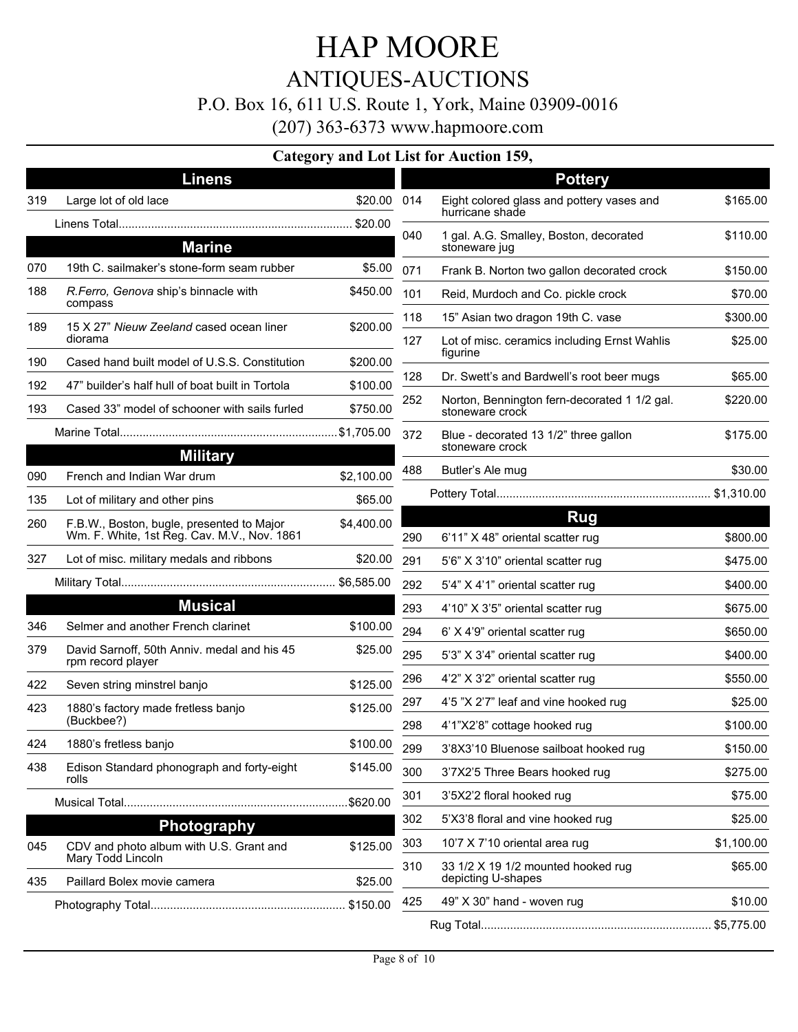# HAP MOORE

## ANTIQUES-AUCTIONS

P.O. Box 16, 611 U.S. Route 1, York, Maine 03909-0016

(207) 363-6373 www.hapmoore.com

### Category and Lot List for Auction 159,

### Linens

| Lot | Description | Price |
|---|---|---|
| 319 | Large lot of old lace | $20.00 |
| | Linens Total | $20.00 |

### Marine

| Lot | Description | Price |
|---|---|---|
| 070 | 19th C. sailmaker's stone-form seam rubber | $5.00 |
| 188 | *R.Ferro, Genova* ship's binnacle with compass | $450.00 |
| 189 | 15 X 27" *Nieuw Zeeland* cased ocean liner diorama | $200.00 |
| 190 | Cased hand built model of U.S.S. Constitution | $200.00 |
| 192 | 47" builder's half hull of boat built in Tortola | $100.00 |
| 193 | Cased 33" model of schooner with sails furled | $750.00 |
| | Marine Total | $1,705.00 |

### Military

| Lot | Description | Price |
|---|---|---|
| 090 | French and Indian War drum | $2,100.00 |
| 135 | Lot of military and other pins | $65.00 |
| 260 | F.B.W., Boston, bugle, presented to Major Wm. F. White, 1st Reg. Cav. M.V., Nov. 1861 | $4,400.00 |
| 327 | Lot of misc. military medals and ribbons | $20.00 |
| | Military Total | $6,585.00 |

### Musical

| Lot | Description | Price |
|---|---|---|
| 346 | Selmer and another French clarinet | $100.00 |
| 379 | David Sarnoff, 50th Anniv. medal and his 45 rpm record player | $25.00 |
| 422 | Seven string minstrel banjo | $125.00 |
| 423 | 1880's factory made fretless banjo (Buckbee?) | $125.00 |
| 424 | 1880's fretless banjo | $100.00 |
| 438 | Edison Standard phonograph and forty-eight rolls | $145.00 |
| | Musical Total | $620.00 |

### Photography

| Lot | Description | Price |
|---|---|---|
| 045 | CDV and photo album with U.S. Grant and Mary Todd Lincoln | $125.00 |
| 435 | Paillard Bolex movie camera | $25.00 |
| | Photography Total | $150.00 |

### Pottery

| Lot | Description | Price |
|---|---|---|
| 014 | Eight colored glass and pottery vases and hurricane shade | $165.00 |
| 040 | 1 gal. A.G. Smalley, Boston, decorated stoneware jug | $110.00 |
| 071 | Frank B. Norton two gallon decorated crock | $150.00 |
| 101 | Reid, Murdoch and Co. pickle crock | $70.00 |
| 118 | 15" Asian two dragon 19th C. vase | $300.00 |
| 127 | Lot of misc. ceramics including Ernst Wahlis figurine | $25.00 |
| 128 | Dr. Swett's and Bardwell's root beer mugs | $65.00 |
| 252 | Norton, Bennington fern-decorated 1 1/2 gal. stoneware crock | $220.00 |
| 372 | Blue - decorated 13 1/2" three gallon stoneware crock | $175.00 |
| 488 | Butler's Ale mug | $30.00 |
| | Pottery Total | $1,310.00 |

### Rug

| Lot | Description | Price |
|---|---|---|
| 290 | 6'11" X 48" oriental scatter rug | $800.00 |
| 291 | 5'6" X 3'10" oriental scatter rug | $475.00 |
| 292 | 5'4" X 4'1" oriental scatter rug | $400.00 |
| 293 | 4'10" X 3'5" oriental scatter rug | $675.00 |
| 294 | 6' X 4'9" oriental scatter rug | $650.00 |
| 295 | 5'3" X 3'4" oriental scatter rug | $400.00 |
| 296 | 4'2" X 3'2" oriental scatter rug | $550.00 |
| 297 | 4'5 "X 2'7" leaf and vine hooked rug | $25.00 |
| 298 | 4'1"X2'8" cottage hooked rug | $100.00 |
| 299 | 3'8X3'10 Bluenose sailboat hooked rug | $150.00 |
| 300 | 3'7X2'5 Three Bears hooked rug | $275.00 |
| 301 | 3'5X2'2 floral hooked rug | $75.00 |
| 302 | 5'X3'8 floral and vine hooked rug | $25.00 |
| 303 | 10'7 X 7'10 oriental area rug | $1,100.00 |
| 310 | 33 1/2 X 19 1/2 mounted hooked rug depicting U-shapes | $65.00 |
| 425 | 49" X 30" hand - woven rug | $10.00 |
| | Rug Total | $5,775.00 |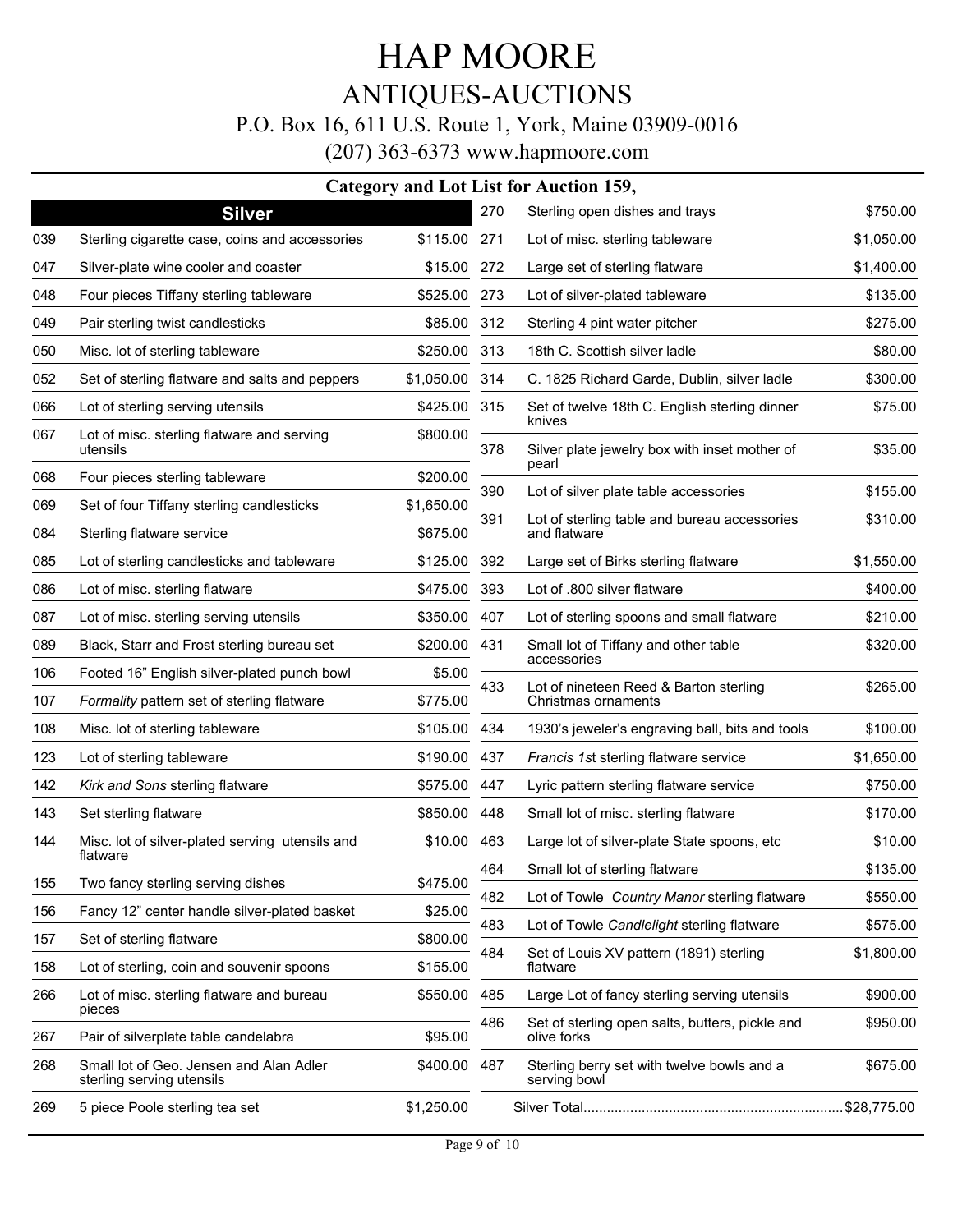# HAP MOORE

## ANTIQUES-AUCTIONS

P.O. Box 16, 611 U.S. Route 1, York, Maine 03909-0016

(207) 363-6373 www.hapmoore.com

### Category and Lot List for Auction 159,

## Silver

| Lot | Description | Price |
|---|---|---|
| 039 | Sterling cigarette case, coins and accessories | $115.00 |
| 047 | Silver-plate wine cooler and coaster | $15.00 |
| 048 | Four pieces Tiffany sterling tableware | $525.00 |
| 049 | Pair sterling twist candlesticks | $85.00 |
| 050 | Misc. lot of sterling tableware | $250.00 |
| 052 | Set of sterling flatware and salts and peppers | $1,050.00 |
| 066 | Lot of sterling serving utensils | $425.00 |
| 067 | Lot of misc. sterling flatware and serving utensils | $800.00 |
| 068 | Four pieces sterling tableware | $200.00 |
| 069 | Set of four Tiffany sterling candlesticks | $1,650.00 |
| 084 | Sterling flatware service | $675.00 |
| 085 | Lot of sterling candlesticks and tableware | $125.00 |
| 086 | Lot of misc. sterling flatware | $475.00 |
| 087 | Lot of misc. sterling serving utensils | $350.00 |
| 089 | Black, Starr and Frost sterling bureau set | $200.00 |
| 106 | Footed 16" English silver-plated punch bowl | $5.00 |
| 107 | *Formality* pattern set of sterling flatware | $775.00 |
| 108 | Misc. lot of sterling tableware | $105.00 |
| 123 | Lot of sterling tableware | $190.00 |
| 142 | *Kirk and Sons* sterling flatware | $575.00 |
| 143 | Set sterling flatware | $850.00 |
| 144 | Misc. lot of silver-plated serving utensils and flatware | $10.00 |
| 155 | Two fancy sterling serving dishes | $475.00 |
| 156 | Fancy 12" center handle silver-plated basket | $25.00 |
| 157 | Set of sterling flatware | $800.00 |
| 158 | Lot of sterling, coin and souvenir spoons | $155.00 |
| 266 | Lot of misc. sterling flatware and bureau pieces | $550.00 |
| 267 | Pair of silverplate table candelabra | $95.00 |
| 268 | Small lot of Geo. Jensen and Alan Adler sterling serving utensils | $400.00 |
| 269 | 5 piece Poole sterling tea set | $1,250.00 |
| 270 | Sterling open dishes and trays | $750.00 |
| 271 | Lot of misc. sterling tableware | $1,050.00 |
| 272 | Large set of sterling flatware | $1,400.00 |
| 273 | Lot of silver-plated tableware | $135.00 |
| 312 | Sterling 4 pint water pitcher | $275.00 |
| 313 | 18th C. Scottish silver ladle | $80.00 |
| 314 | C. 1825 Richard Garde, Dublin, silver ladle | $300.00 |
| 315 | Set of twelve 18th C. English sterling dinner knives | $75.00 |
| 378 | Silver plate jewelry box with inset mother of pearl | $35.00 |
| 390 | Lot of silver plate table accessories | $155.00 |
| 391 | Lot of sterling table and bureau accessories and flatware | $310.00 |
| 392 | Large set of Birks sterling flatware | $1,550.00 |
| 393 | Lot of .800 silver flatware | $400.00 |
| 407 | Lot of sterling spoons and small flatware | $210.00 |
| 431 | Small lot of Tiffany and other table accessories | $320.00 |
| 433 | Lot of nineteen Reed & Barton sterling Christmas ornaments | $265.00 |
| 434 | 1930's jeweler's engraving ball, bits and tools | $100.00 |
| 437 | *Francis 1s*t sterling flatware service | $1,650.00 |
| 447 | Lyric pattern sterling flatware service | $750.00 |
| 448 | Small lot of misc. sterling flatware | $170.00 |
| 463 | Large lot of silver-plate State spoons, etc | $10.00 |
| 464 | Small lot of sterling flatware | $135.00 |
| 482 | Lot of Towle *Country Manor* sterling flatware | $550.00 |
| 483 | Lot of Towle *Candlelight* sterling flatware | $575.00 |
| 484 | Set of Louis XV pattern (1891) sterling flatware | $1,800.00 |
| 485 | Large Lot of fancy sterling serving utensils | $900.00 |
| 486 | Set of sterling open salts, butters, pickle and olive forks | $950.00 |
| 487 | Sterling berry set with twelve bowls and a serving bowl | $675.00 |

Silver Total.................................................................$28,775.00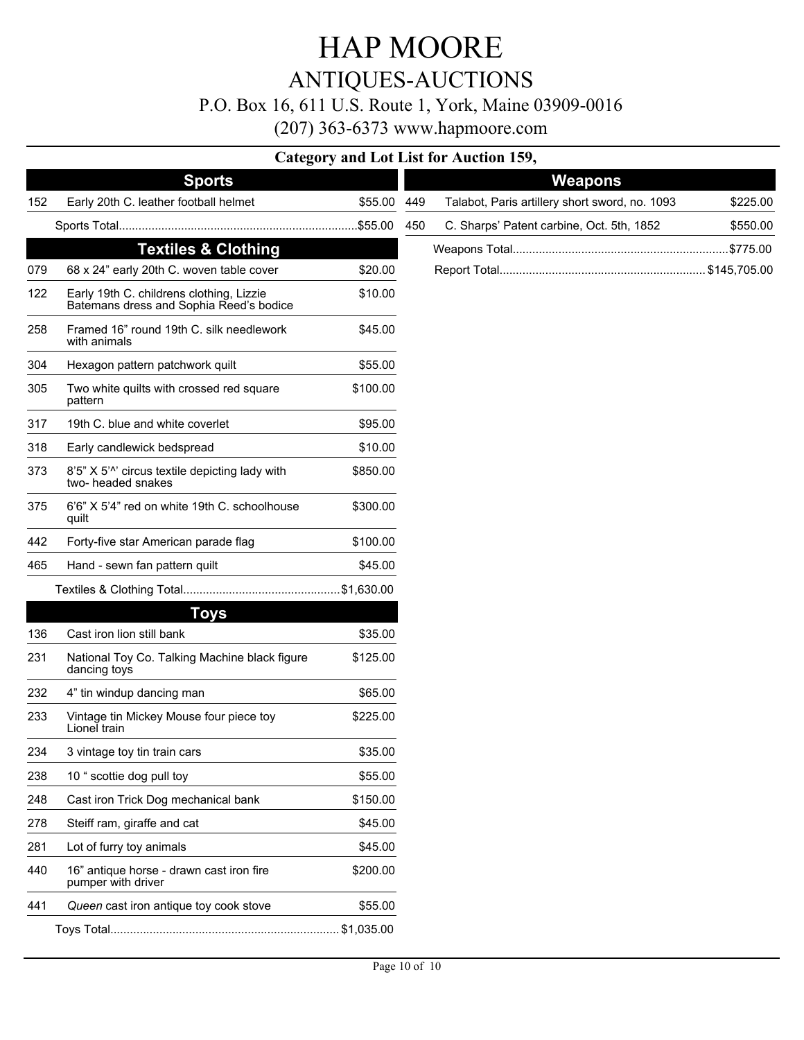# HAP MOORE

## ANTIQUES-AUCTIONS

P.O. Box 16, 611 U.S. Route 1, York, Maine 03909-0016

(207) 363-6373 www.hapmoore.com

### Category and Lot List for Auction 159,

## Sports

| | | |
|---|---|---|
| 152 | Early 20th C. leather football helmet | $55.00 |
| | Sports Total | $55.00 |

## Textiles & Clothing

| | | |
|---|---|---|
| 079 | 68 x 24” early 20th C. woven table cover | $20.00 |
| 122 | Early 19th C. childrens clothing, Lizzie Batemans dress and Sophia Reed’s bodice | $10.00 |
| 258 | Framed 16” round 19th C. silk needlework with animals | $45.00 |
| 304 | Hexagon pattern patchwork quilt | $55.00 |
| 305 | Two white quilts with crossed red square pattern | $100.00 |
| 317 | 19th C. blue and white coverlet | $95.00 |
| 318 | Early candlewick bedspread | $10.00 |
| 373 | 8’5” X 5’^’ circus textile depicting lady with two- headed snakes | $850.00 |
| 375 | 6’6” X 5’4” red on white 19th C. schoolhouse quilt | $300.00 |
| 442 | Forty-five star American parade flag | $100.00 |
| 465 | Hand - sewn fan pattern quilt | $45.00 |
| | Textiles & Clothing Total | $1,630.00 |

## Toys

| | | |
|---|---|---|
| 136 | Cast iron lion still bank | $35.00 |
| 231 | National Toy Co. Talking Machine black figure dancing toys | $125.00 |
| 232 | 4” tin windup dancing man | $65.00 |
| 233 | Vintage tin Mickey Mouse four piece toy Lionel train | $225.00 |
| 234 | 3 vintage toy tin train cars | $35.00 |
| 238 | 10 “ scottie dog pull toy | $55.00 |
| 248 | Cast iron Trick Dog mechanical bank | $150.00 |
| 278 | Steiff ram, giraffe and cat | $45.00 |
| 281 | Lot of furry toy animals | $45.00 |
| 440 | 16” antique horse - drawn cast iron fire pumper with driver | $200.00 |
| 441 | *Queen* cast iron antique toy cook stove | $55.00 |
| | Toys Total | $1,035.00 |

## Weapons

| | | |
|---|---|---|
| 449 | Talabot, Paris artillery short sword, no. 1093 | $225.00 |
| 450 | C. Sharps’ Patent carbine, Oct. 5th, 1852 | $550.00 |
| | Weapons Total | $775.00 |
| | Report Total | $145,705.00 |